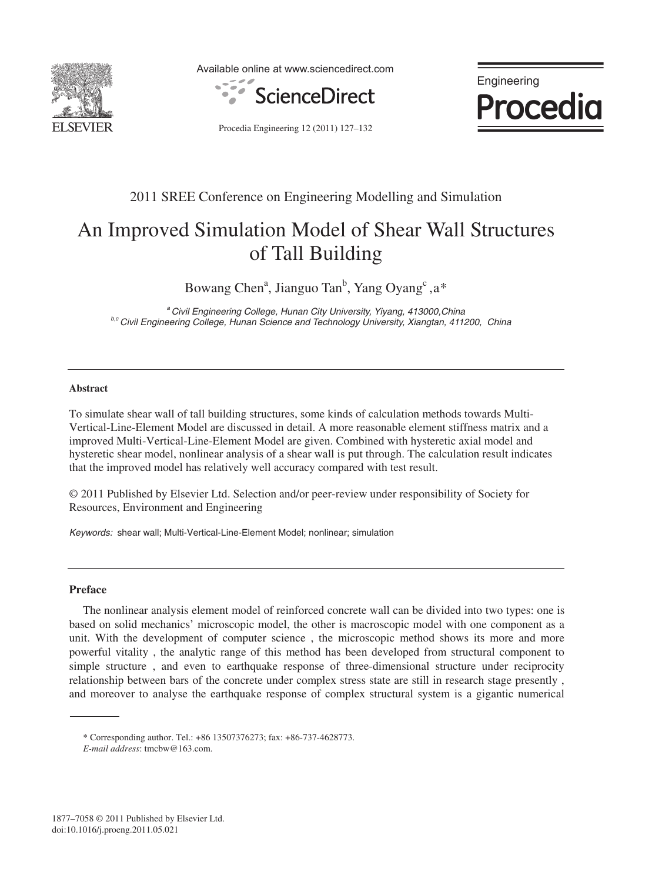2011 SREE Conference on Engineering Modelling and Simulation

# An Improved Simulation Model of Shear Wall Structures of Tall Building

Bowang Chen[a], Jianguo Tan[b], Yang Oyang[c],a*

[a] *Civil Engineering College, Hunan City University, Yiyang, 413000,China*
[b,c] *Civil Engineering College, Hunan Science and Technology University, Xiangtan, 411200, China*

---

**Abstract**

To simulate shear wall of tall building structures, some kinds of calculation methods towards Multi-Vertical-Line-Element Model are discussed in detail. A more reasonable element stiffness matrix and a improved Multi-Vertical-Line-Element Model are given. Combined with hysteretic axial model and hysteretic shear model, nonlinear analysis of a shear wall is put through. The calculation result indicates that the improved model has relatively well accuracy compared with test result.

© 2011 Published by Elsevier Ltd. Selection and/or peer-review under responsibility of Society for Resources, Environment and Engineering

*Keywords:* shear wall; Multi-Vertical-Line-Element Model; nonlinear; simulation

---

## Preface

The nonlinear analysis element model of reinforced concrete wall can be divided into two types: one is based on solid mechanics' microscopic model, the other is macroscopic model with one component as a unit. With the development of computer science , the microscopic method shows its more and more powerful vitality , the analytic range of this method has been developed from structural component to simple structure , and even to earthquake response of three-dimensional structure under reciprocity relationship between bars of the concrete under complex stress state are still in research stage presently , and moreover to analyse the earthquake response of complex structural system is a gigantic numerical

---

\* Corresponding author. Tel.: +86 13507376273; fax: +86-737-4628773.
*E-mail address*: tmcbw@163.com.

1877–7058 © 2011 Published by Elsevier Ltd.
doi:10.1016/j.proeng.2011.05.021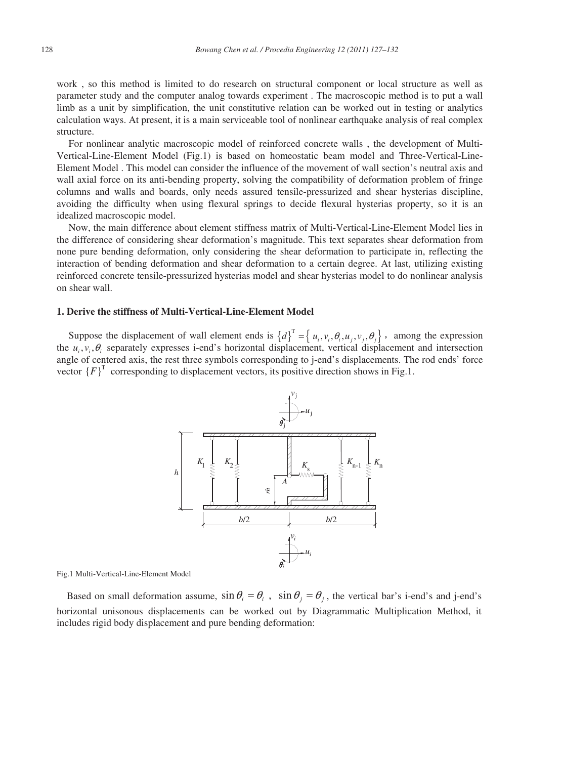work , so this method is limited to do research on structural component or local structure as well as parameter study and the computer analog towards experiment . The macroscopic method is to put a wall limb as a unit by simplification, the unit constitutive relation can be worked out in testing or analytics calculation ways. At present, it is a main serviceable tool of nonlinear earthquake analysis of real complex structure.

For nonlinear analytic macroscopic model of reinforced concrete walls , the development of Multi-Vertical-Line-Element Model (Fig.1) is based on homeostatic beam model and Three-Vertical-Line-Element Model . This model can consider the influence of the movement of wall section's neutral axis and wall axial force on its anti-bending property, solving the compatibility of deformation problem of fringe columns and walls and boards, only needs assured tensile-pressurized and shear hysterias discipline, avoiding the difficulty when using flexural springs to decide flexural hysterias property, so it is an idealized macroscopic model.

Now, the main difference about element stiffness matrix of Multi-Vertical-Line-Element Model lies in the difference of considering shear deformation's magnitude. This text separates shear deformation from none pure bending deformation, only considering the shear deformation to participate in, reflecting the interaction of bending deformation and shear deformation to a certain degree. At last, utilizing existing reinforced concrete tensile-pressurized hysterias model and shear hysterias model to do nonlinear analysis on shear wall.

## 1. Derive the stiffness of Multi-Vertical-Line-Element Model

Suppose the displacement of wall element ends is $\{d\}^{\mathrm{T}} = \{u_i, v_i, \theta_i, u_j, v_j, \theta_j\}$, among the expression the $u_i, v_i, \theta_i$ separately expresses i-end's horizontal displacement, vertical displacement and intersection angle of centered axis, the rest three symbols corresponding to j-end's displacements. The rod ends' force vector $\{F\}^{\mathrm{T}}$ corresponding to displacement vectors, its positive direction shows in Fig.1.

$v_j$
$u_j$
$\theta_j$
$h$
$K_1$
$K_2$
$K_s$
$K_{n-1}$
$K_n$
$A$
$rh$
$b/2$
$b/2$
$v_i$
$u_i$
$\theta_i$

Fig.1 Multi-Vertical-Line-Element Model

Based on small deformation assume, $\sin\theta_i = \theta_i$ , $\sin\theta_j = \theta_j$ , the vertical bar's i-end's and j-end's horizontal unisonous displacements can be worked out by Diagrammatic Multiplication Method, it includes rigid body displacement and pure bending deformation: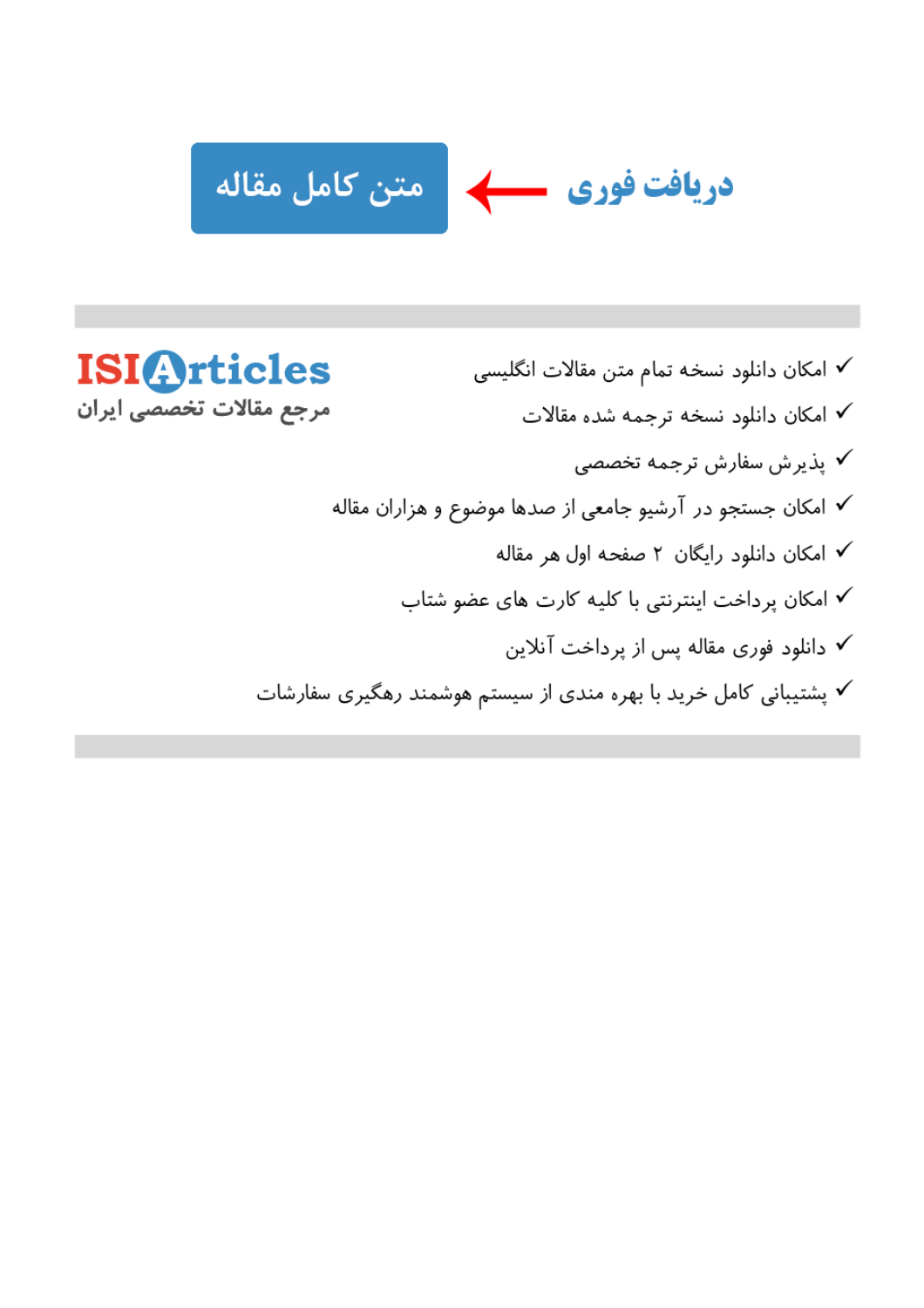دریافت فوری ← **متن کامل مقاله**

**ISIArticles**
مرجع مقالات تخصصی ایران

- ✓ امکان دانلود نسخه تمام متن مقالات انگلیسی
- ✓ امکان دانلود نسخه ترجمه شده مقالات
- ✓ پذیرش سفارش ترجمه تخصصی
- ✓ امکان جستجو در آرشیو جامعی از صدها موضوع و هزاران مقاله
- ✓ امکان دانلود رایگان ۲ صفحه اول هر مقاله
- ✓ امکان پرداخت اینترنتی با کلیه کارت های عضو شتاب
- ✓ دانلود فوری مقاله پس از پرداخت آنلاین
- ✓ پشتیبانی کامل خرید با بهره مندی از سیستم هوشمند رهگیری سفارشات